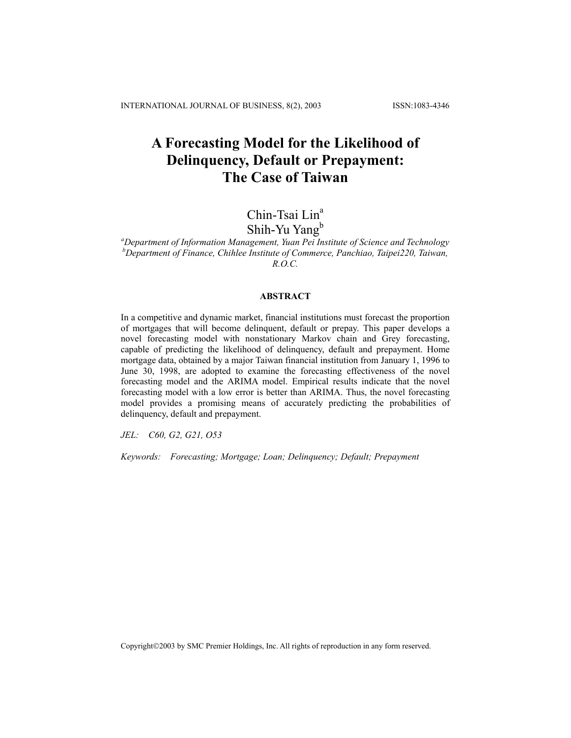# A Forecasting Model for the Likelihood of Delinquency, Default or Prepayment: The Case of Taiwan

Chin-Tsai Lin[a]
Shih-Yu Yang[b]

[a] *Department of Information Management, Yuan Pei Institute of Science and Technology*
[b] *Department of Finance, Chihlee Institute of Commerce, Panchiao, Taipei220, Taiwan, R.O.C.*

## ABSTRACT

In a competitive and dynamic market, financial institutions must forecast the proportion of mortgages that will become delinquent, default or prepay. This paper develops a novel forecasting model with nonstationary Markov chain and Grey forecasting, capable of predicting the likelihood of delinquency, default and prepayment. Home mortgage data, obtained by a major Taiwan financial institution from January 1, 1996 to June 30, 1998, are adopted to examine the forecasting effectiveness of the novel forecasting model and the ARIMA model. Empirical results indicate that the novel forecasting model with a low error is better than ARIMA. Thus, the novel forecasting model provides a promising means of accurately predicting the probabilities of delinquency, default and prepayment.

*JEL:* *C60, G2, G21, O53*

*Keywords:* *Forecasting; Mortgage; Loan; Delinquency; Default; Prepayment*

Copyright©2003 by SMC Premier Holdings, Inc. All rights of reproduction in any form reserved.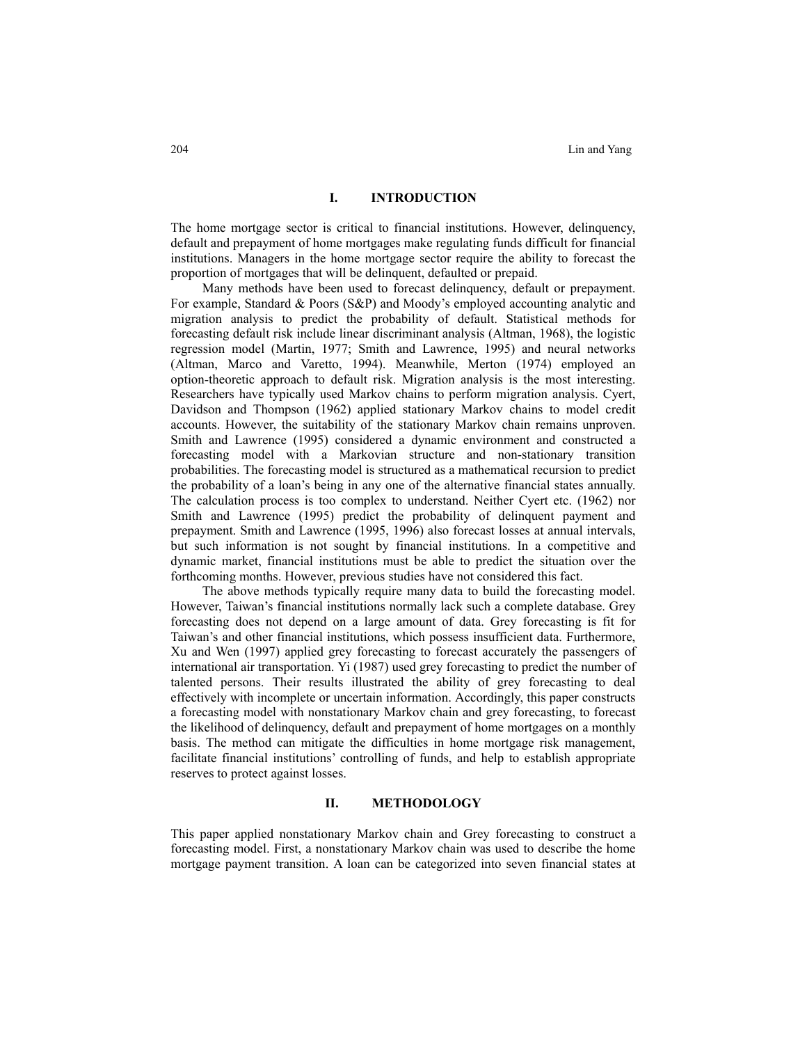## I. INTRODUCTION

The home mortgage sector is critical to financial institutions. However, delinquency, default and prepayment of home mortgages make regulating funds difficult for financial institutions. Managers in the home mortgage sector require the ability to forecast the proportion of mortgages that will be delinquent, defaulted or prepaid.

Many methods have been used to forecast delinquency, default or prepayment. For example, Standard & Poors (S&P) and Moody's employed accounting analytic and migration analysis to predict the probability of default. Statistical methods for forecasting default risk include linear discriminant analysis (Altman, 1968), the logistic regression model (Martin, 1977; Smith and Lawrence, 1995) and neural networks (Altman, Marco and Varetto, 1994). Meanwhile, Merton (1974) employed an option-theoretic approach to default risk. Migration analysis is the most interesting. Researchers have typically used Markov chains to perform migration analysis. Cyert, Davidson and Thompson (1962) applied stationary Markov chains to model credit accounts. However, the suitability of the stationary Markov chain remains unproven. Smith and Lawrence (1995) considered a dynamic environment and constructed a forecasting model with a Markovian structure and non-stationary transition probabilities. The forecasting model is structured as a mathematical recursion to predict the probability of a loan's being in any one of the alternative financial states annually. The calculation process is too complex to understand. Neither Cyert etc. (1962) nor Smith and Lawrence (1995) predict the probability of delinquent payment and prepayment. Smith and Lawrence (1995, 1996) also forecast losses at annual intervals, but such information is not sought by financial institutions. In a competitive and dynamic market, financial institutions must be able to predict the situation over the forthcoming months. However, previous studies have not considered this fact.

The above methods typically require many data to build the forecasting model. However, Taiwan's financial institutions normally lack such a complete database. Grey forecasting does not depend on a large amount of data. Grey forecasting is fit for Taiwan's and other financial institutions, which possess insufficient data. Furthermore, Xu and Wen (1997) applied grey forecasting to forecast accurately the passengers of international air transportation. Yi (1987) used grey forecasting to predict the number of talented persons. Their results illustrated the ability of grey forecasting to deal effectively with incomplete or uncertain information. Accordingly, this paper constructs a forecasting model with nonstationary Markov chain and grey forecasting, to forecast the likelihood of delinquency, default and prepayment of home mortgages on a monthly basis. The method can mitigate the difficulties in home mortgage risk management, facilitate financial institutions' controlling of funds, and help to establish appropriate reserves to protect against losses.

## II. METHODOLOGY

This paper applied nonstationary Markov chain and Grey forecasting to construct a forecasting model. First, a nonstationary Markov chain was used to describe the home mortgage payment transition. A loan can be categorized into seven financial states at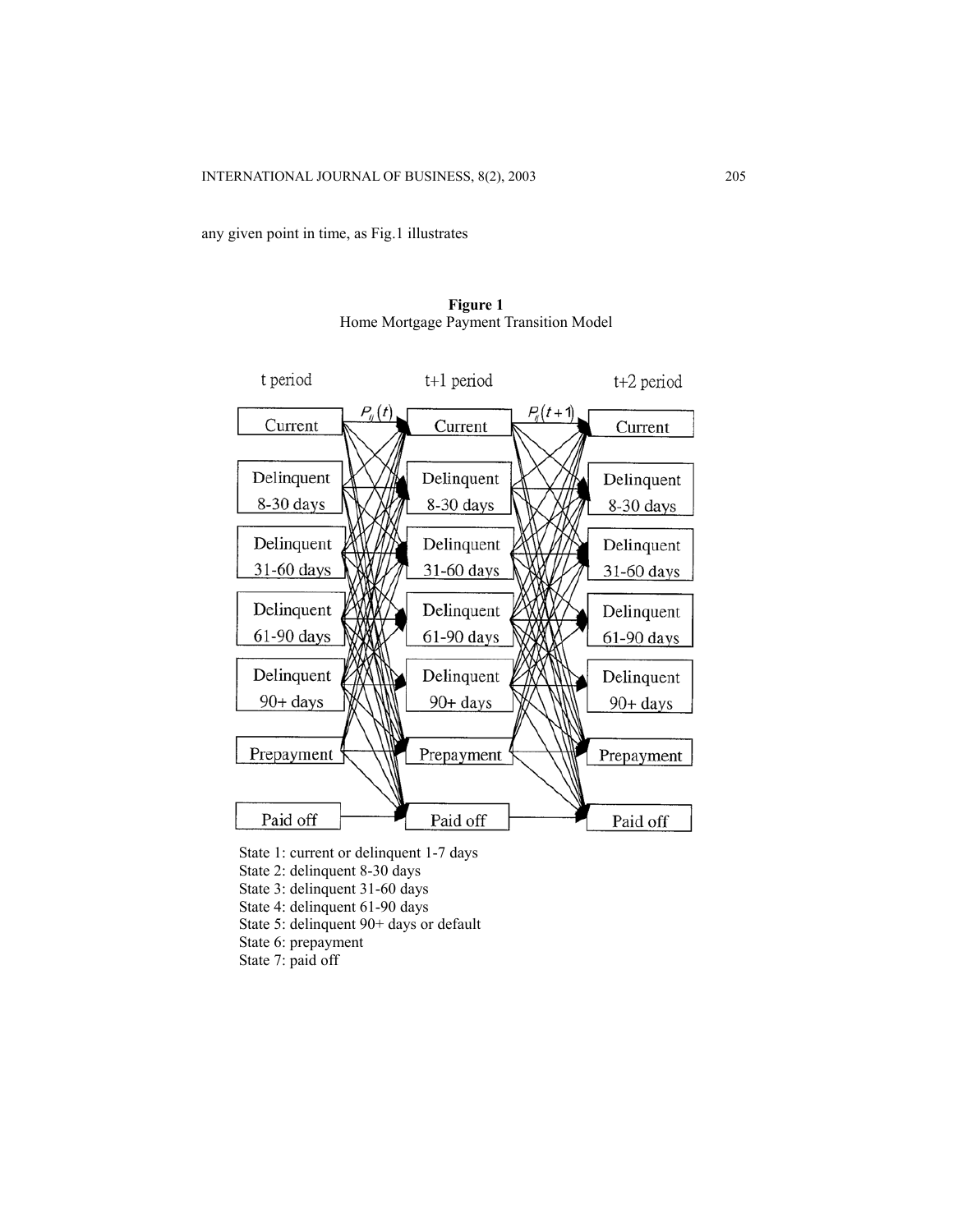any given point in time, as Fig.1 illustrates

**Figure 1**
Home Mortgage Payment Transition Model

State 1: current or delinquent 1-7 days
State 2: delinquent 8-30 days
State 3: delinquent 31-60 days
State 4: delinquent 61-90 days
State 5: delinquent 90+ days or default
State 6: prepayment
State 7: paid off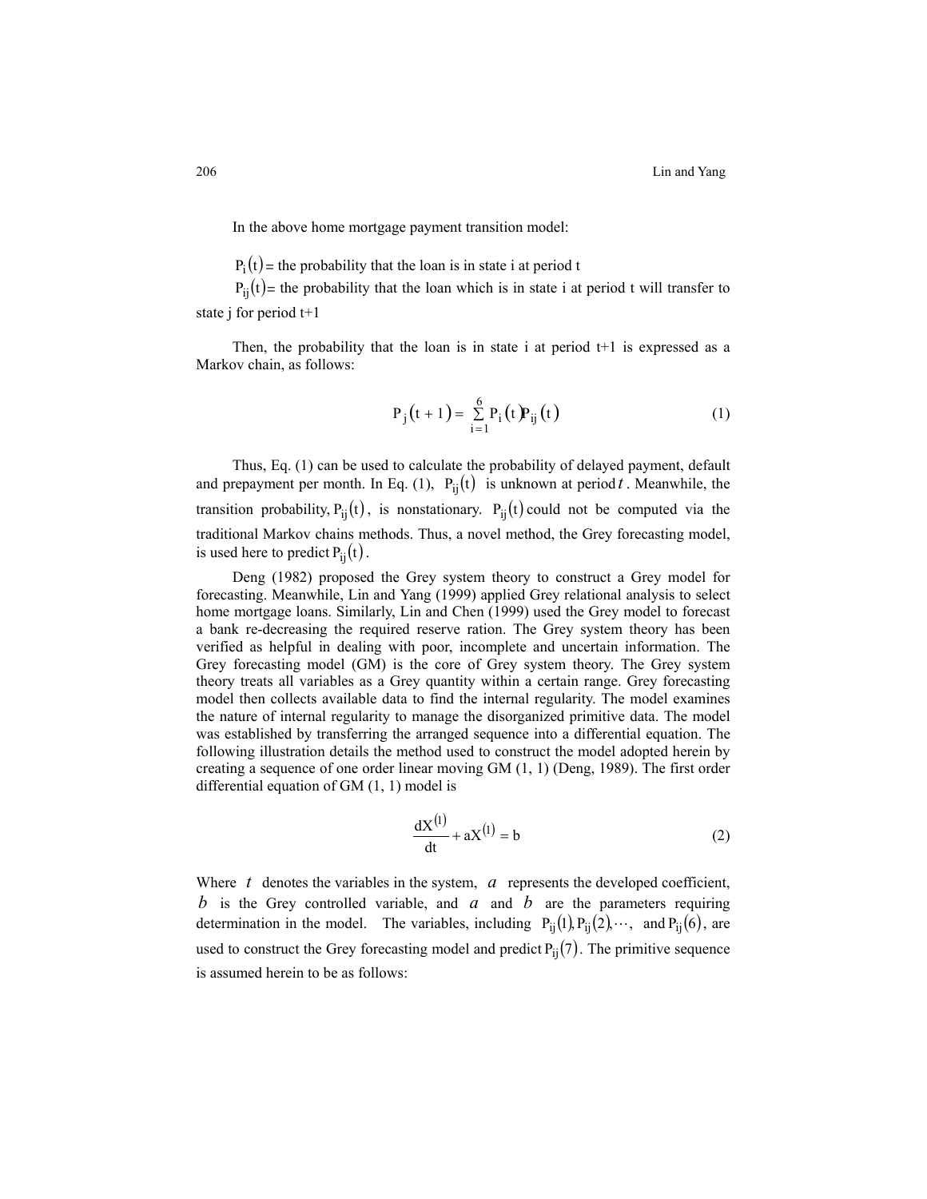In the above home mortgage payment transition model:

$P_i(t)$ = the probability that the loan is in state i at period t

$P_{ij}(t)$ = the probability that the loan which is in state i at period t will transfer to state j for period t+1

Then, the probability that the loan is in state i at period t+1 is expressed as a Markov chain, as follows:

$$P_j(t+1) = \sum_{i=1}^{6} P_i(t) P_{ij}(t) \tag{1}$$

Thus, Eq. (1) can be used to calculate the probability of delayed payment, default and prepayment per month. In Eq. (1), $P_{ij}(t)$ is unknown at period $t$. Meanwhile, the transition probability, $P_{ij}(t)$, is nonstationary. $P_{ij}(t)$ could not be computed via the traditional Markov chains methods. Thus, a novel method, the Grey forecasting model, is used here to predict $P_{ij}(t)$.

Deng (1982) proposed the Grey system theory to construct a Grey model for forecasting. Meanwhile, Lin and Yang (1999) applied Grey relational analysis to select home mortgage loans. Similarly, Lin and Chen (1999) used the Grey model to forecast a bank re-decreasing the required reserve ration. The Grey system theory has been verified as helpful in dealing with poor, incomplete and uncertain information. The Grey forecasting model (GM) is the core of Grey system theory. The Grey system theory treats all variables as a Grey quantity within a certain range. Grey forecasting model then collects available data to find the internal regularity. The model examines the nature of internal regularity to manage the disorganized primitive data. The model was established by transferring the arranged sequence into a differential equation. The following illustration details the method used to construct the model adopted herein by creating a sequence of one order linear moving GM (1, 1) (Deng, 1989). The first order differential equation of GM (1, 1) model is

$$\frac{dX^{(1)}}{dt} + aX^{(1)} = b \tag{2}$$

Where $t$ denotes the variables in the system, $a$ represents the developed coefficient, $b$ is the Grey controlled variable, and $a$ and $b$ are the parameters requiring determination in the model. The variables, including $P_{ij}(1), P_{ij}(2), \cdots,$ and $P_{ij}(6)$, are used to construct the Grey forecasting model and predict $P_{ij}(7)$. The primitive sequence is assumed herein to be as follows: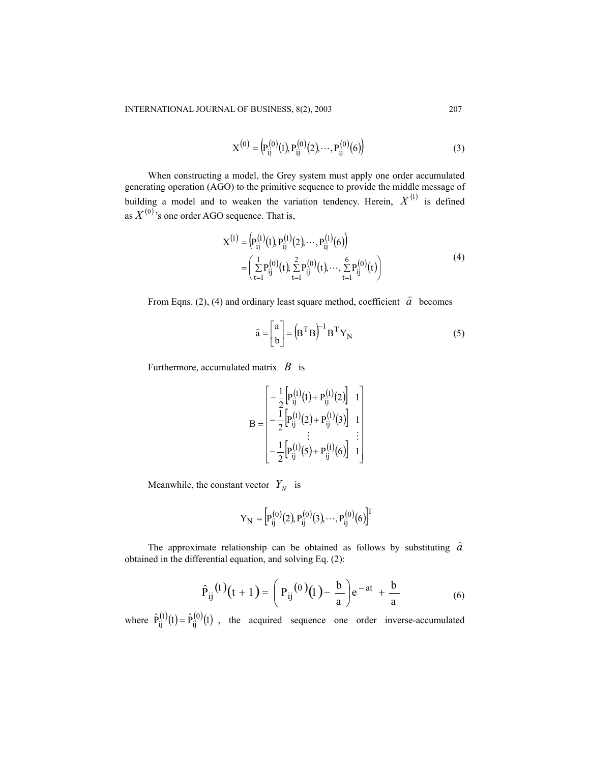$$X^{(0)} = \left(P_{ij}^{(0)}(1), P_{ij}^{(0)}(2), \cdots, P_{ij}^{(0)}(6)\right) \tag{3}$$

When constructing a model, the Grey system must apply one order accumulated generating operation (AGO) to the primitive sequence to provide the middle message of building a model and to weaken the variation tendency. Herein, $X^{(1)}$ is defined as $X^{(0)}$'s one order AGO sequence. That is,

$$\begin{aligned} X^{(1)} &= \left(P_{ij}^{(1)}(1), P_{ij}^{(1)}(2), \cdots, P_{ij}^{(1)}(6)\right) \\ &= \left(\sum_{t=1}^{1} P_{ij}^{(0)}(t), \sum_{t=1}^{2} P_{ij}^{(0)}(t), \cdots, \sum_{t=1}^{6} P_{ij}^{(0)}(t)\right) \end{aligned} \tag{4}$$

From Eqns. (2), (4) and ordinary least square method, coefficient $\hat{a}$ becomes

$$\hat{a} = \begin{bmatrix} a \\ b \end{bmatrix} = \left(B^T B\right)^{-1} B^T Y_N \tag{5}$$

Furthermore, accumulated matrix $B$ is

$$B = \begin{bmatrix} -\frac{1}{2}\left[P_{ij}^{(1)}(1) + P_{ij}^{(1)}(2)\right] & 1 \\ -\frac{1}{2}\left[P_{ij}^{(1)}(2) + P_{ij}^{(1)}(3)\right] & 1 \\ \vdots & \vdots \\ -\frac{1}{2}\left[P_{ij}^{(1)}(5) + P_{ij}^{(1)}(6)\right] & 1 \end{bmatrix}$$

Meanwhile, the constant vector $Y_N$ is

$$Y_N = \left[P_{ij}^{(0)}(2), P_{ij}^{(0)}(3), \cdots, P_{ij}^{(0)}(6)\right]^T$$

The approximate relationship can be obtained as follows by substituting $\hat{a}$ obtained in the differential equation, and solving Eq. (2):

$$\hat{P}_{ij}^{(1)}(t+1) = \left(P_{ij}^{(0)}(1) - \frac{b}{a}\right)e^{-at} + \frac{b}{a} \tag{6}$$

where $\hat{P}_{ij}^{(1)}(1) = \hat{P}_{ij}^{(0)}(1)$, the acquired sequence one order inverse-accumulated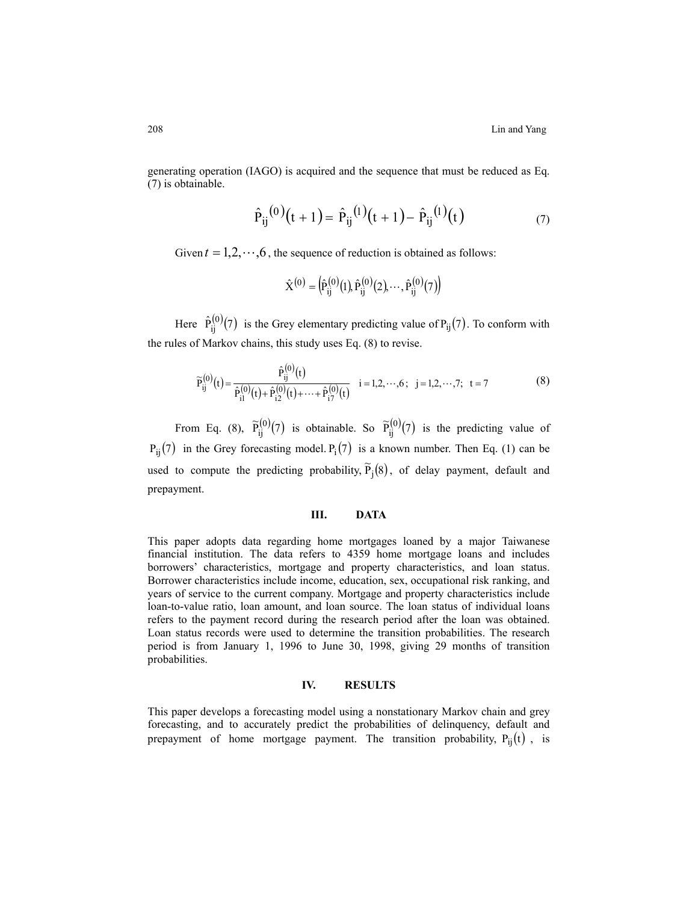generating operation (IAGO) is acquired and the sequence that must be reduced as Eq. (7) is obtainable.

$$\hat{P}_{ij}^{(0)}(t+1) = \hat{P}_{ij}^{(1)}(t+1) - \hat{P}_{ij}^{(1)}(t) \tag{7}$$

Given $t = 1,2,\cdots,6$, the sequence of reduction is obtained as follows:

$$\hat{X}^{(0)} = \left(\hat{P}_{ij}^{(0)}(1), \hat{P}_{ij}^{(0)}(2), \cdots, \hat{P}_{ij}^{(0)}(7)\right)$$

Here $\hat{P}_{ij}^{(0)}(7)$ is the Grey elementary predicting value of $P_{ij}(7)$. To conform with the rules of Markov chains, this study uses Eq. (8) to revise.

$$\tilde{P}_{ij}^{(0)}(t) = \frac{\hat{P}_{ij}^{(0)}(t)}{\hat{P}_{i1}^{(0)}(t) + \hat{P}_{i2}^{(0)}(t) + \cdots + \hat{P}_{i7}^{(0)}(t)} \quad i = 1,2,\cdots,6;\ \ j = 1,2,\cdots,7;\ \ t = 7 \tag{8}$$

From Eq. (8), $\tilde{P}_{ij}^{(0)}(7)$ is obtainable. So $\tilde{P}_{ij}^{(0)}(7)$ is the predicting value of $P_{ij}(7)$ in the Grey forecasting model. $P_i(7)$ is a known number. Then Eq. (1) can be used to compute the predicting probability, $\tilde{P}_j(8)$, of delay payment, default and prepayment.

## III. DATA

This paper adopts data regarding home mortgages loaned by a major Taiwanese financial institution. The data refers to 4359 home mortgage loans and includes borrowers' characteristics, mortgage and property characteristics, and loan status. Borrower characteristics include income, education, sex, occupational risk ranking, and years of service to the current company. Mortgage and property characteristics include loan-to-value ratio, loan amount, and loan source. The loan status of individual loans refers to the payment record during the research period after the loan was obtained. Loan status records were used to determine the transition probabilities. The research period is from January 1, 1996 to June 30, 1998, giving 29 months of transition probabilities.

## IV. RESULTS

This paper develops a forecasting model using a nonstationary Markov chain and grey forecasting, and to accurately predict the probabilities of delinquency, default and prepayment of home mortgage payment. The transition probability, $P_{ij}(t)$, is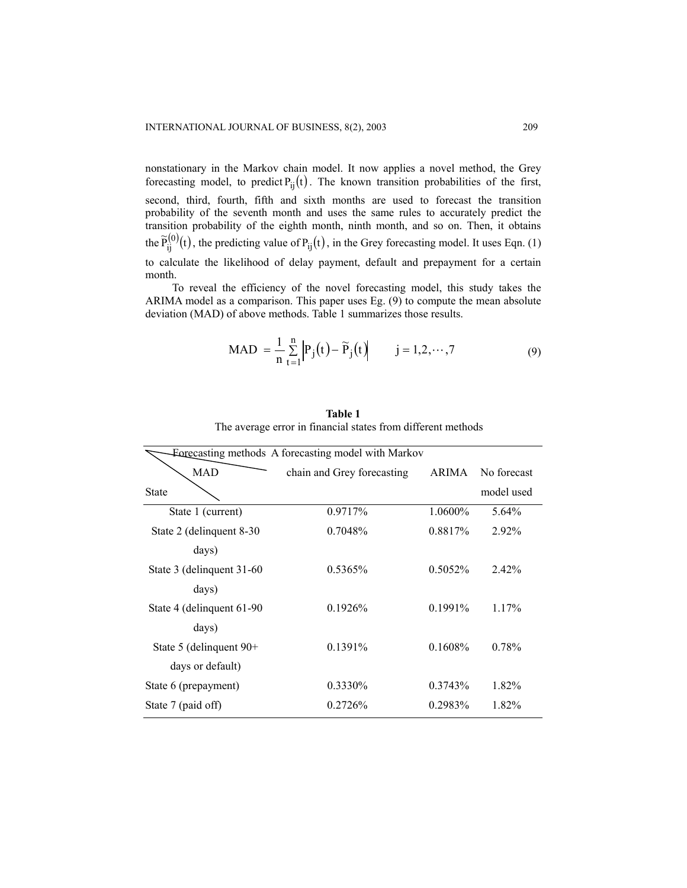nonstationary in the Markov chain model. It now applies a novel method, the Grey forecasting model, to predict $P_{ij}(t)$. The known transition probabilities of the first, second, third, fourth, fifth and sixth months are used to forecast the transition probability of the seventh month and uses the same rules to accurately predict the transition probability of the eighth month, ninth month, and so on. Then, it obtains the $\widetilde{P}_{ij}^{(0)}(t)$, the predicting value of $P_{ij}(t)$, in the Grey forecasting model. It uses Eqn. (1) to calculate the likelihood of delay payment, default and prepayment for a certain month.

To reveal the efficiency of the novel forecasting model, this study takes the ARIMA model as a comparison. This paper uses Eg. (9) to compute the mean absolute deviation (MAD) of above methods. Table 1 summarizes those results.

$$\text{MAD} = \frac{1}{n}\sum_{t=1}^{n}\left|P_j(t) - \widetilde{P}_j(t)\right| \qquad j = 1,2,\cdots,7 \tag{9}$$

**Table 1**

The average error in financial states from different methods

| State \ MAD \ Forecasting methods | A forecasting model with Markov chain and Grey forecasting | ARIMA | No forecast model used |
|---|---|---|---|
| State 1 (current) | 0.9717% | 1.0600% | 5.64% |
| State 2 (delinquent 8-30 days) | 0.7048% | 0.8817% | 2.92% |
| State 3 (delinquent 31-60 days) | 0.5365% | 0.5052% | 2.42% |
| State 4 (delinquent 61-90 days) | 0.1926% | 0.1991% | 1.17% |
| State 5 (delinquent 90+ days or default) | 0.1391% | 0.1608% | 0.78% |
| State 6 (prepayment) | 0.3330% | 0.3743% | 1.82% |
| State 7 (paid off) | 0.2726% | 0.2983% | 1.82% |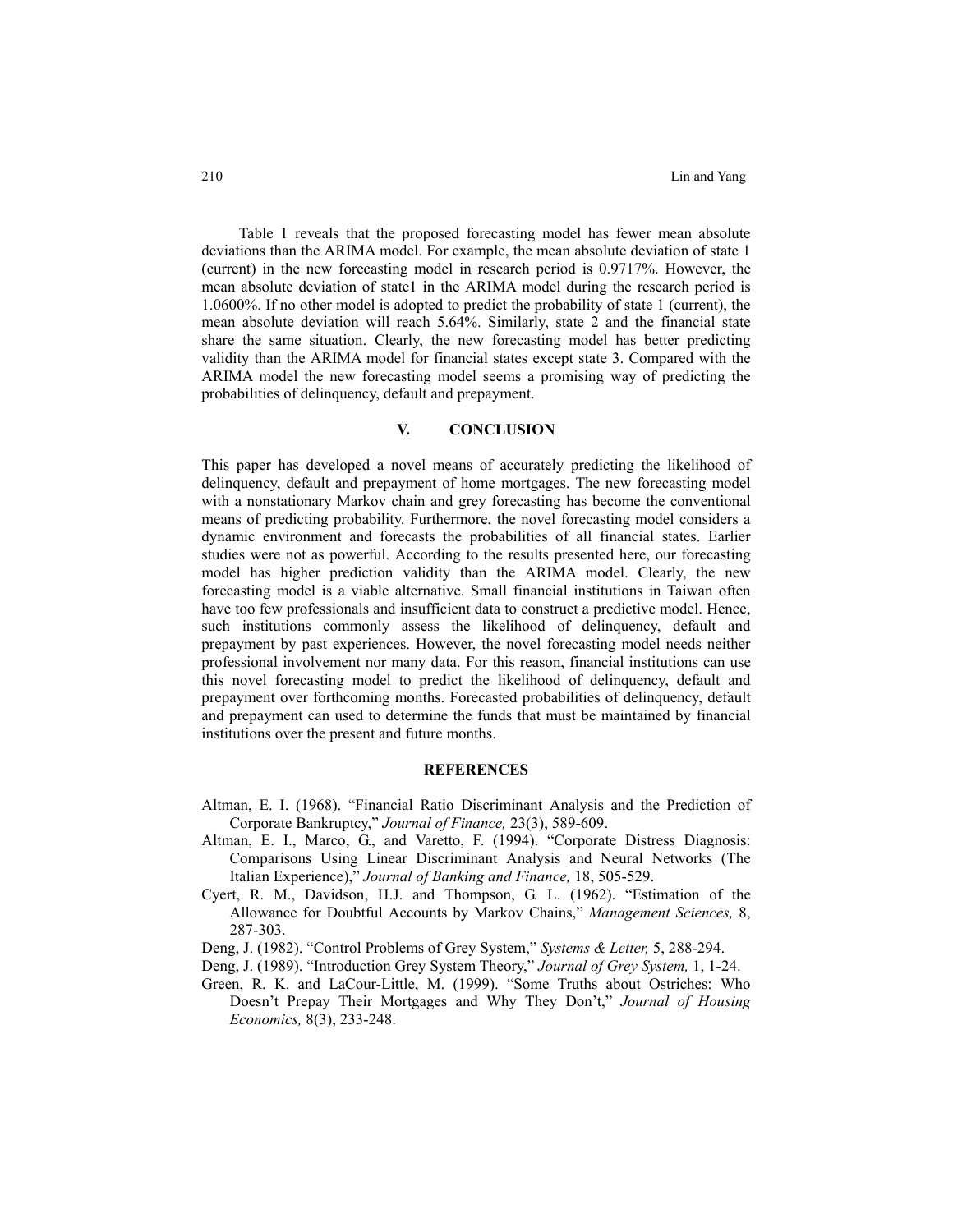Table 1 reveals that the proposed forecasting model has fewer mean absolute deviations than the ARIMA model. For example, the mean absolute deviation of state 1 (current) in the new forecasting model in research period is 0.9717%. However, the mean absolute deviation of state1 in the ARIMA model during the research period is 1.0600%. If no other model is adopted to predict the probability of state 1 (current), the mean absolute deviation will reach 5.64%. Similarly, state 2 and the financial state share the same situation. Clearly, the new forecasting model has better predicting validity than the ARIMA model for financial states except state 3. Compared with the ARIMA model the new forecasting model seems a promising way of predicting the probabilities of delinquency, default and prepayment.

## V. CONCLUSION

This paper has developed a novel means of accurately predicting the likelihood of delinquency, default and prepayment of home mortgages. The new forecasting model with a nonstationary Markov chain and grey forecasting has become the conventional means of predicting probability. Furthermore, the novel forecasting model considers a dynamic environment and forecasts the probabilities of all financial states. Earlier studies were not as powerful. According to the results presented here, our forecasting model has higher prediction validity than the ARIMA model. Clearly, the new forecasting model is a viable alternative. Small financial institutions in Taiwan often have too few professionals and insufficient data to construct a predictive model. Hence, such institutions commonly assess the likelihood of delinquency, default and prepayment by past experiences. However, the novel forecasting model needs neither professional involvement nor many data. For this reason, financial institutions can use this novel forecasting model to predict the likelihood of delinquency, default and prepayment over forthcoming months. Forecasted probabilities of delinquency, default and prepayment can used to determine the funds that must be maintained by financial institutions over the present and future months.

## REFERENCES

Altman, E. I. (1968). "Financial Ratio Discriminant Analysis and the Prediction of Corporate Bankruptcy," *Journal of Finance,* 23(3), 589-609.

Altman, E. I., Marco, G., and Varetto, F. (1994). "Corporate Distress Diagnosis: Comparisons Using Linear Discriminant Analysis and Neural Networks (The Italian Experience)," *Journal of Banking and Finance,* 18, 505-529.

Cyert, R. M., Davidson, H.J. and Thompson, G. L. (1962). "Estimation of the Allowance for Doubtful Accounts by Markov Chains," *Management Sciences,* 8, 287-303.

Deng, J. (1982). "Control Problems of Grey System," *Systems & Letter,* 5, 288-294.

Deng, J. (1989). "Introduction Grey System Theory," *Journal of Grey System,* 1, 1-24.

Green, R. K. and LaCour-Little, M. (1999). "Some Truths about Ostriches: Who Doesn't Prepay Their Mortgages and Why They Don't," *Journal of Housing Economics,* 8(3), 233-248.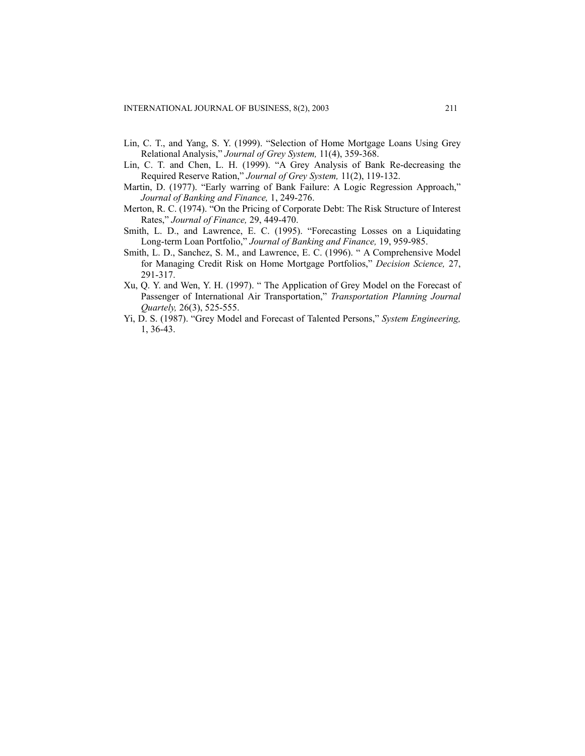Lin, C. T., and Yang, S. Y. (1999). "Selection of Home Mortgage Loans Using Grey Relational Analysis," *Journal of Grey System,* 11(4), 359-368.

Lin, C. T. and Chen, L. H. (1999). "A Grey Analysis of Bank Re-decreasing the Required Reserve Ration," *Journal of Grey System,* 11(2), 119-132.

Martin, D. (1977). "Early warring of Bank Failure: A Logic Regression Approach," *Journal of Banking and Finance,* 1, 249-276.

Merton, R. C. (1974). "On the Pricing of Corporate Debt: The Risk Structure of Interest Rates," *Journal of Finance,* 29, 449-470.

Smith, L. D., and Lawrence, E. C. (1995). "Forecasting Losses on a Liquidating Long-term Loan Portfolio," *Journal of Banking and Finance,* 19, 959-985.

Smith, L. D., Sanchez, S. M., and Lawrence, E. C. (1996). " A Comprehensive Model for Managing Credit Risk on Home Mortgage Portfolios," *Decision Science,* 27, 291-317.

Xu, Q. Y. and Wen, Y. H. (1997). " The Application of Grey Model on the Forecast of Passenger of International Air Transportation," *Transportation Planning Journal Quartely,* 26(3), 525-555.

Yi, D. S. (1987). "Grey Model and Forecast of Talented Persons," *System Engineering,* 1, 36-43.